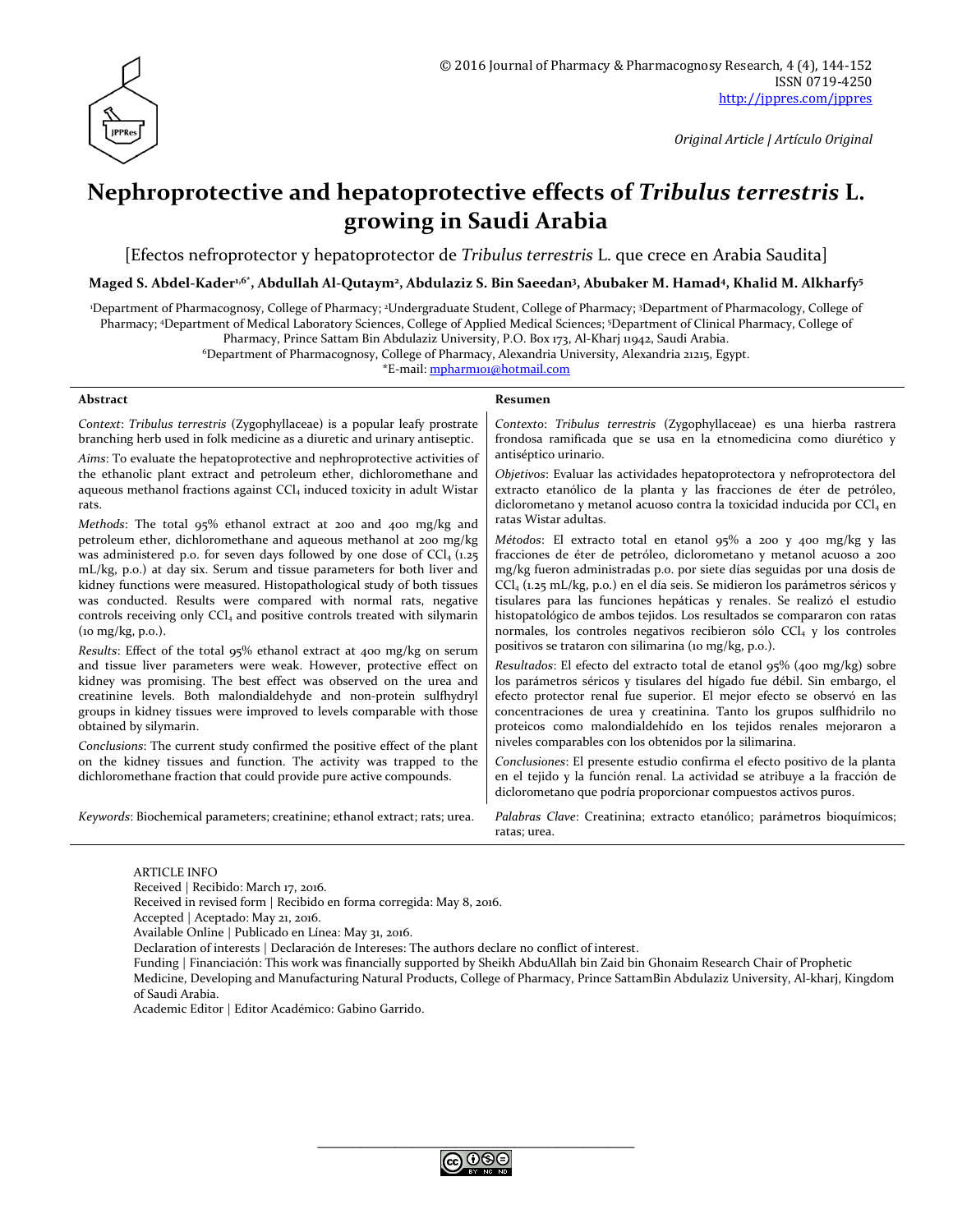© 2016 Journal of Pharmacy & Pharmacognosy Research, 4 (4), 144-152
ISSN 0719-4250
http://jppres.com/jppres

*Original Article | Artículo Original*

# Nephroprotective and hepatoprotective effects of *Tribulus terrestris* L. growing in Saudi Arabia

[Efectos nefroprotector y hepatoprotector de *Tribulus terrestris* L. que crece en Arabia Saudita]

**Maged S. Abdel-Kader[1,6*], Abdullah Al-Qutaym[2], Abdulaziz S. Bin Saeedan[3], Abubaker M. Hamad[4], Khalid M. Alkharfy[5]**

[1]Department of Pharmacognosy, College of Pharmacy; [2]Undergraduate Student, College of Pharmacy; [3]Department of Pharmacology, College of Pharmacy; [4]Department of Medical Laboratory Sciences, College of Applied Medical Sciences; [5]Department of Clinical Pharmacy, College of Pharmacy, Prince Sattam Bin Abdulaziz University, P.O. Box 173, Al-Kharj 11942, Saudi Arabia.
[6]Department of Pharmacognosy, College of Pharmacy, Alexandria University, Alexandria 21215, Egypt.
*E-mail: mpharm101@hotmail.com

## Abstract

*Context*: *Tribulus terrestris* (Zygophyllaceae) is a popular leafy prostrate branching herb used in folk medicine as a diuretic and urinary antiseptic.

*Aims*: To evaluate the hepatoprotective and nephroprotective activities of the ethanolic plant extract and petroleum ether, dichloromethane and aqueous methanol fractions against $CCl_4$ induced toxicity in adult Wistar rats.

*Methods*: The total 95% ethanol extract at 200 and 400 mg/kg and petroleum ether, dichloromethane and aqueous methanol at 200 mg/kg was administered p.o. for seven days followed by one dose of $CCl_4$ (1.25 mL/kg, p.o.) at day six. Serum and tissue parameters for both liver and kidney functions were measured. Histopathological study of both tissues was conducted. Results were compared with normal rats, negative controls receiving only $CCl_4$ and positive controls treated with silymarin (10 mg/kg, p.o.).

*Results*: Effect of the total 95% ethanol extract at 400 mg/kg on serum and tissue liver parameters were weak. However, protective effect on kidney was promising. The best effect was observed on the urea and creatinine levels. Both malondialdehyde and non-protein sulfhydryl groups in kidney tissues were improved to levels comparable with those obtained by silymarin.

*Conclusions*: The current study confirmed the positive effect of the plant on the kidney tissues and function. The activity was trapped to the dichloromethane fraction that could provide pure active compounds.

*Keywords*: Biochemical parameters; creatinine; ethanol extract; rats; urea.

## Resumen

*Contexto*: *Tribulus terrestris* (Zygophyllaceae) es una hierba rastrera frondosa ramificada que se usa en la etnomedicina como diurético y antiséptico urinario.

*Objetivos*: Evaluar las actividades hepatoprotectora y nefroprotectora del extracto etanólico de la planta y las fracciones de éter de petróleo, diclorometano y metanol acuoso contra la toxicidad inducida por $CCl_4$ en ratas Wistar adultas.

*Métodos*: El extracto total en etanol 95% a 200 y 400 mg/kg y las fracciones de éter de petróleo, diclorometano y metanol acuoso a 200 mg/kg fueron administradas p.o. por siete días seguidas por una dosis de $CCl_4$ (1.25 mL/kg, p.o.) en el día seis. Se midieron los parámetros séricos y tisulares para las funciones hepáticas y renales. Se realizó el estudio histopatológico de ambos tejidos. Los resultados se compararon con ratas normales, los controles negativos recibieron sólo $CCl_4$ y los controles positivos se trataron con silimarina (10 mg/kg, p.o.).

*Resultados*: El efecto del extracto total de etanol 95% (400 mg/kg) sobre los parámetros séricos y tisulares del hígado fue débil. Sin embargo, el efecto protector renal fue superior. El mejor efecto se observó en las concentraciones de urea y creatinina. Tanto los grupos sulfhidrilo no proteicos como malondialdehído en los tejidos renales mejoraron a niveles comparables con los obtenidos por la silimarina.

*Conclusiones*: El presente estudio confirma el efecto positivo de la planta en el tejido y la función renal. La actividad se atribuye a la fracción de diclorometano que podría proporcionar compuestos activos puros.

*Palabras Clave*: Creatinina; extracto etanólico; parámetros bioquímicos; ratas; urea.

ARTICLE INFO
Received | Recibido: March 17, 2016.
Received in revised form | Recibido en forma corregida: May 8, 2016.
Accepted | Aceptado: May 21, 2016.
Available Online | Publicado en Línea: May 31, 2016.
Declaration of interests | Declaración de Intereses: The authors declare no conflict of interest.
Funding | Financiación: This work was financially supported by Sheikh AbduAllah bin Zaid bin Ghonaim Research Chair of Prophetic Medicine, Developing and Manufacturing Natural Products, College of Pharmacy, Prince SattamBin Abdulaziz University, Al-kharj, Kingdom of Saudi Arabia.
Academic Editor | Editor Académico: Gabino Garrido.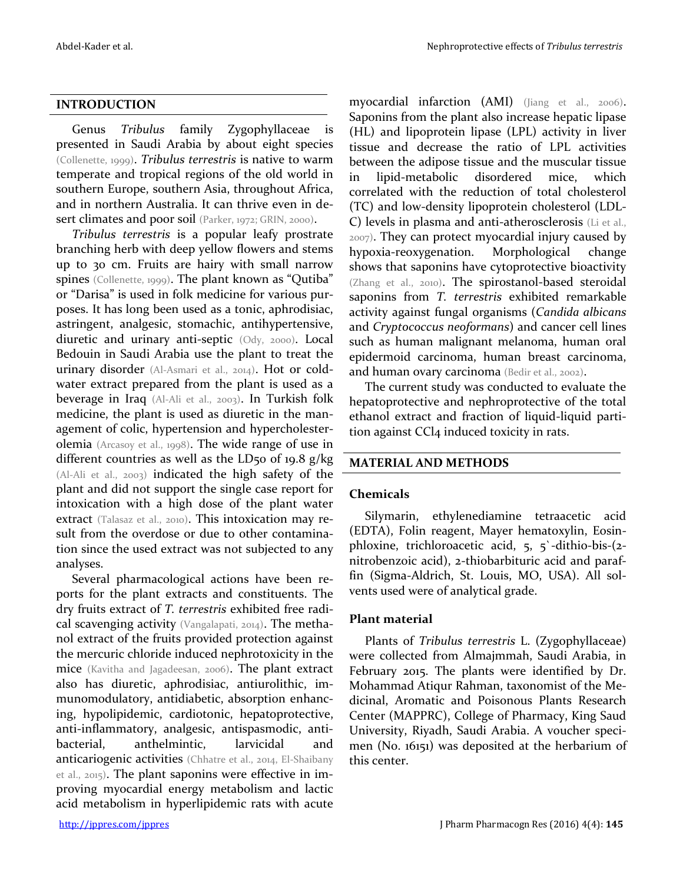## INTRODUCTION

Genus *Tribulus* family Zygophyllaceae is presented in Saudi Arabia by about eight species (Collenette, 1999). *Tribulus terrestris* is native to warm temperate and tropical regions of the old world in southern Europe, southern Asia, throughout Africa, and in northern Australia. It can thrive even in desert climates and poor soil (Parker, 1972; GRIN, 2000).

*Tribulus terrestris* is a popular leafy prostrate branching herb with deep yellow flowers and stems up to 30 cm. Fruits are hairy with small narrow spines (Collenette, 1999). The plant known as "Qutiba" or "Darisa" is used in folk medicine for various purposes. It has long been used as a tonic, aphrodisiac, astringent, analgesic, stomachic, antihypertensive, diuretic and urinary anti-septic (Ody, 2000). Local Bedouin in Saudi Arabia use the plant to treat the urinary disorder (Al-Asmari et al., 2014). Hot or cold-water extract prepared from the plant is used as a beverage in Iraq (Al-Ali et al., 2003). In Turkish folk medicine, the plant is used as diuretic in the management of colic, hypertension and hypercholesterolemia (Arcasoy et al., 1998). The wide range of use in different countries as well as the LD50 of 19.8 g/kg (Al-Ali et al., 2003) indicated the high safety of the plant and did not support the single case report for intoxication with a high dose of the plant water extract (Talasaz et al., 2010). This intoxication may result from the overdose or due to other contamination since the used extract was not subjected to any analyses.

Several pharmacological actions have been reports for the plant extracts and constituents. The dry fruits extract of *T. terrestris* exhibited free radical scavenging activity (Vangalapati, 2014). The methanol extract of the fruits provided protection against the mercuric chloride induced nephrotoxicity in the mice (Kavitha and Jagadeesan, 2006). The plant extract also has diuretic, aphrodisiac, antiurolithic, immunomodulatory, antidiabetic, absorption enhancing, hypolipidemic, cardiotonic, hepatoprotective, anti-inflammatory, analgesic, antispasmodic, antibacterial, anthelmintic, larvicidal and anticariogenic activities (Chhatre et al., 2014, El-Shaibany et al., 2015). The plant saponins were effective in improving myocardial energy metabolism and lactic acid metabolism in hyperlipidemic rats with acute myocardial infarction (AMI) (Jiang et al., 2006). Saponins from the plant also increase hepatic lipase (HL) and lipoprotein lipase (LPL) activity in liver tissue and decrease the ratio of LPL activities between the adipose tissue and the muscular tissue in lipid-metabolic disordered mice, which correlated with the reduction of total cholesterol (TC) and low-density lipoprotein cholesterol (LDL-C) levels in plasma and anti-atherosclerosis (Li et al., 2007). They can protect myocardial injury caused by hypoxia-reoxygenation. Morphological change shows that saponins have cytoprotective bioactivity (Zhang et al., 2010). The spirostanol-based steroidal saponins from *T. terrestris* exhibited remarkable activity against fungal organisms (*Candida albicans* and *Cryptococcus neoformans*) and cancer cell lines such as human malignant melanoma, human oral epidermoid carcinoma, human breast carcinoma, and human ovary carcinoma (Bedir et al., 2002).

The current study was conducted to evaluate the hepatoprotective and nephroprotective of the total ethanol extract and fraction of liquid-liquid partition against $CCl_4$ induced toxicity in rats.

## MATERIAL AND METHODS

### Chemicals

Silymarin, ethylenediamine tetraacetic acid (EDTA), Folin reagent, Mayer hematoxylin, Eosin-phloxine, trichloroacetic acid, 5, 5`-dithio-bis-(2-nitrobenzoic acid), 2-thiobarbituric acid and paraffin (Sigma-Aldrich, St. Louis, MO, USA). All solvents used were of analytical grade.

### Plant material

Plants of *Tribulus terrestris* L. (Zygophyllaceae) were collected from Almajmmah, Saudi Arabia, in February 2015. The plants were identified by Dr. Mohammad Atiqur Rahman, taxonomist of the Medicinal, Aromatic and Poisonous Plants Research Center (MAPPRC), College of Pharmacy, King Saud University, Riyadh, Saudi Arabia. A voucher specimen (No. 16151) was deposited at the herbarium of this center.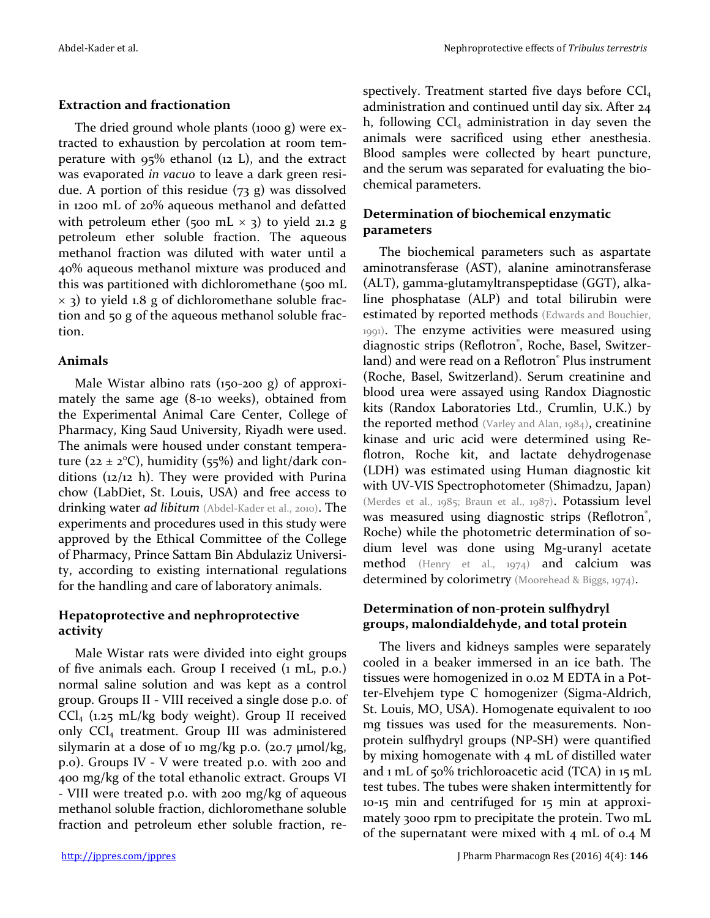### Extraction and fractionation

The dried ground whole plants (1000 g) were extracted to exhaustion by percolation at room temperature with 95% ethanol (12 L), and the extract was evaporated *in vacuo* to leave a dark green residue. A portion of this residue (73 g) was dissolved in 1200 mL of 20% aqueous methanol and defatted with petroleum ether (500 mL × 3) to yield 21.2 g petroleum ether soluble fraction. The aqueous methanol fraction was diluted with water until a 40% aqueous methanol mixture was produced and this was partitioned with dichloromethane (500 mL × 3) to yield 1.8 g of dichloromethane soluble fraction and 50 g of the aqueous methanol soluble fraction.

### Animals

Male Wistar albino rats (150-200 g) of approximately the same age (8-10 weeks), obtained from the Experimental Animal Care Center, College of Pharmacy, King Saud University, Riyadh were used. The animals were housed under constant temperature (22 ± 2°C), humidity (55%) and light/dark conditions (12/12 h). They were provided with Purina chow (LabDiet, St. Louis, USA) and free access to drinking water *ad libitum* (Abdel-Kader et al., 2010). The experiments and procedures used in this study were approved by the Ethical Committee of the College of Pharmacy, Prince Sattam Bin Abdulaziz University, according to existing international regulations for the handling and care of laboratory animals.

### Hepatoprotective and nephroprotective activity

Male Wistar rats were divided into eight groups of five animals each. Group I received (1 mL, p.o.) normal saline solution and was kept as a control group. Groups II - VIII received a single dose p.o. of $CCl_4$ (1.25 mL/kg body weight). Group II received only $CCl_4$ treatment. Group III was administered silymarin at a dose of 10 mg/kg p.o. (20.7 µmol/kg, p.o). Groups IV - V were treated p.o. with 200 and 400 mg/kg of the total ethanolic extract. Groups VI - VIII were treated p.o. with 200 mg/kg of aqueous methanol soluble fraction, dichloromethane soluble fraction and petroleum ether soluble fraction, respectively. Treatment started five days before $CCl_4$ administration and continued until day six. After 24 h, following $CCl_4$ administration in day seven the animals were sacrificed using ether anesthesia. Blood samples were collected by heart puncture, and the serum was separated for evaluating the biochemical parameters.

### Determination of biochemical enzymatic parameters

The biochemical parameters such as aspartate aminotransferase (AST), alanine aminotransferase (ALT), gamma-glutamyltranspeptidase (GGT), alkaline phosphatase (ALP) and total bilirubin were estimated by reported methods (Edwards and Bouchier, 1991). The enzyme activities were measured using diagnostic strips (Reflotron®, Roche, Basel, Switzerland) and were read on a Reflotron® Plus instrument (Roche, Basel, Switzerland). Serum creatinine and blood urea were assayed using Randox Diagnostic kits (Randox Laboratories Ltd., Crumlin, U.K.) by the reported method (Varley and Alan, 1984), creatinine kinase and uric acid were determined using Reflotron, Roche kit, and lactate dehydrogenase (LDH) was estimated using Human diagnostic kit with UV-VIS Spectrophotometer (Shimadzu, Japan) (Merdes et al., 1985; Braun et al., 1987). Potassium level was measured using diagnostic strips (Reflotron®, Roche) while the photometric determination of sodium level was done using Mg-uranyl acetate method (Henry et al., 1974) and calcium was determined by colorimetry (Moorehead & Biggs, 1974).

### Determination of non-protein sulfhydryl groups, malondialdehyde, and total protein

The livers and kidneys samples were separately cooled in a beaker immersed in an ice bath. The tissues were homogenized in 0.02 M EDTA in a Potter-Elvehjem type C homogenizer (Sigma-Aldrich, St. Louis, MO, USA). Homogenate equivalent to 100 mg tissues was used for the measurements. Non-protein sulfhydryl groups (NP-SH) were quantified by mixing homogenate with 4 mL of distilled water and 1 mL of 50% trichloroacetic acid (TCA) in 15 mL test tubes. The tubes were shaken intermittently for 10-15 min and centrifuged for 15 min at approximately 3000 rpm to precipitate the protein. Two mL of the supernatant were mixed with 4 mL of 0.4 M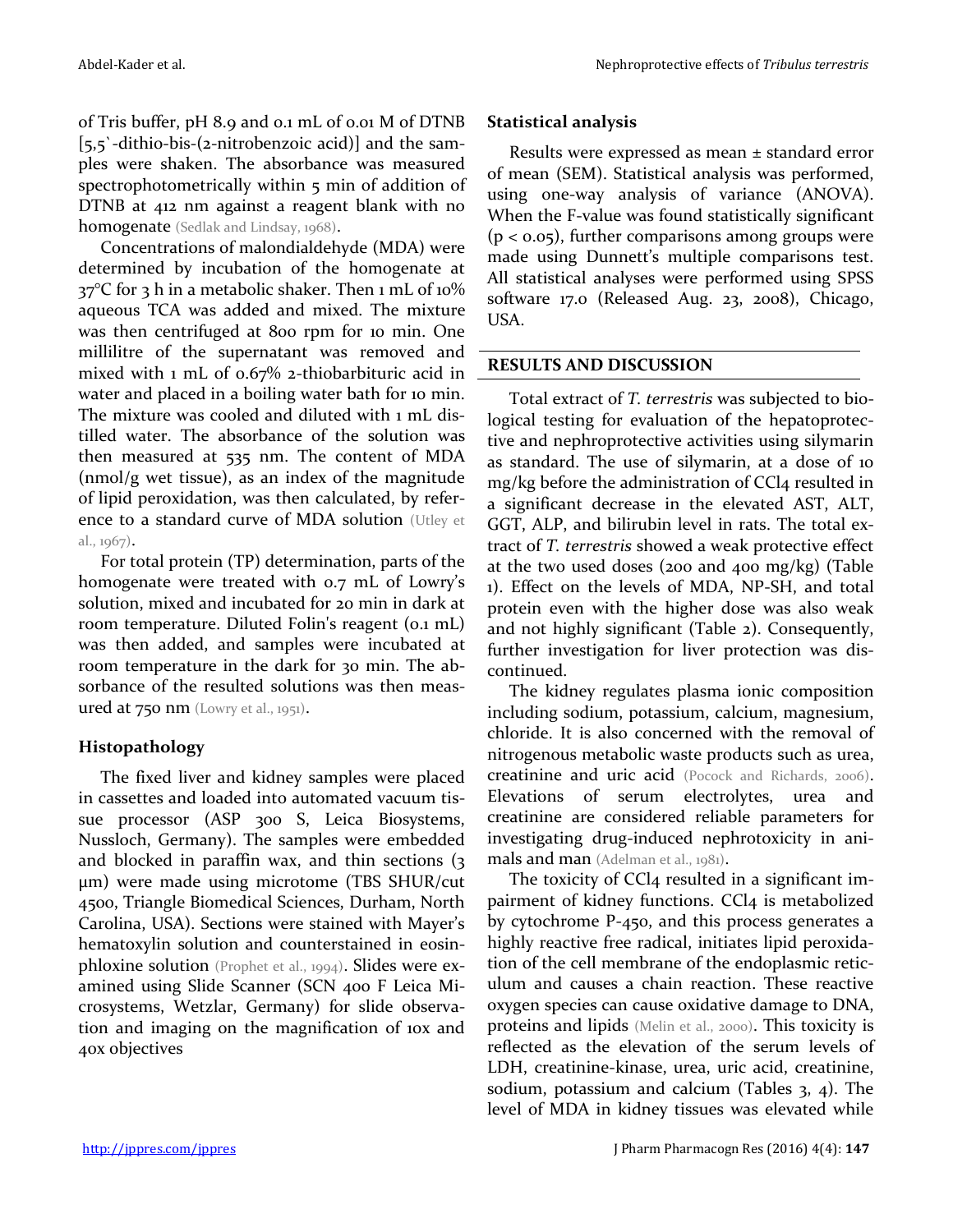of Tris buffer, pH 8.9 and 0.1 mL of 0.01 M of DTNB [5,5`-dithio-bis-(2-nitrobenzoic acid)] and the samples were shaken. The absorbance was measured spectrophotometrically within 5 min of addition of DTNB at 412 nm against a reagent blank with no homogenate (Sedlak and Lindsay, 1968).

Concentrations of malondialdehyde (MDA) were determined by incubation of the homogenate at 37°C for 3 h in a metabolic shaker. Then 1 mL of 10% aqueous TCA was added and mixed. The mixture was then centrifuged at 800 rpm for 10 min. One millilitre of the supernatant was removed and mixed with 1 mL of 0.67% 2-thiobarbituric acid in water and placed in a boiling water bath for 10 min. The mixture was cooled and diluted with 1 mL distilled water. The absorbance of the solution was then measured at 535 nm. The content of MDA (nmol/g wet tissue), as an index of the magnitude of lipid peroxidation, was then calculated, by reference to a standard curve of MDA solution (Utley et al., 1967).

For total protein (TP) determination, parts of the homogenate were treated with 0.7 mL of Lowry's solution, mixed and incubated for 20 min in dark at room temperature. Diluted Folin's reagent (0.1 mL) was then added, and samples were incubated at room temperature in the dark for 30 min. The absorbance of the resulted solutions was then measured at 750 nm (Lowry et al., 1951).

## Histopathology

The fixed liver and kidney samples were placed in cassettes and loaded into automated vacuum tissue processor (ASP 300 S, Leica Biosystems, Nussloch, Germany). The samples were embedded and blocked in paraffin wax, and thin sections (3 µm) were made using microtome (TBS SHUR/cut 4500, Triangle Biomedical Sciences, Durham, North Carolina, USA). Sections were stained with Mayer's hematoxylin solution and counterstained in eosin-phloxine solution (Prophet et al., 1994). Slides were examined using Slide Scanner (SCN 400 F Leica Microsystems, Wetzlar, Germany) for slide observation and imaging on the magnification of 10x and 40x objectives

## Statistical analysis

Results were expressed as mean ± standard error of mean (SEM). Statistical analysis was performed, using one-way analysis of variance (ANOVA). When the F-value was found statistically significant ($p < 0.05$), further comparisons among groups were made using Dunnett's multiple comparisons test. All statistical analyses were performed using SPSS software 17.0 (Released Aug. 23, 2008), Chicago, USA.

## RESULTS AND DISCUSSION

Total extract of *T. terrestris* was subjected to biological testing for evaluation of the hepatoprotective and nephroprotective activities using silymarin as standard. The use of silymarin, at a dose of 10 mg/kg before the administration of $CCl_4$ resulted in a significant decrease in the elevated AST, ALT, GGT, ALP, and bilirubin level in rats. The total extract of *T. terrestris* showed a weak protective effect at the two used doses (200 and 400 mg/kg) (Table 1). Effect on the levels of MDA, NP-SH, and total protein even with the higher dose was also weak and not highly significant (Table 2). Consequently, further investigation for liver protection was discontinued.

The kidney regulates plasma ionic composition including sodium, potassium, calcium, magnesium, chloride. It is also concerned with the removal of nitrogenous metabolic waste products such as urea, creatinine and uric acid (Pocock and Richards, 2006). Elevations of serum electrolytes, urea and creatinine are considered reliable parameters for investigating drug-induced nephrotoxicity in animals and man (Adelman et al., 1981).

The toxicity of $CCl_4$ resulted in a significant impairment of kidney functions. $CCl_4$ is metabolized by cytochrome P-450, and this process generates a highly reactive free radical, initiates lipid peroxidation of the cell membrane of the endoplasmic reticulum and causes a chain reaction. These reactive oxygen species can cause oxidative damage to DNA, proteins and lipids (Melin et al., 2000). This toxicity is reflected as the elevation of the serum levels of LDH, creatinine-kinase, urea, uric acid, creatinine, sodium, potassium and calcium (Tables 3, 4). The level of MDA in kidney tissues was elevated while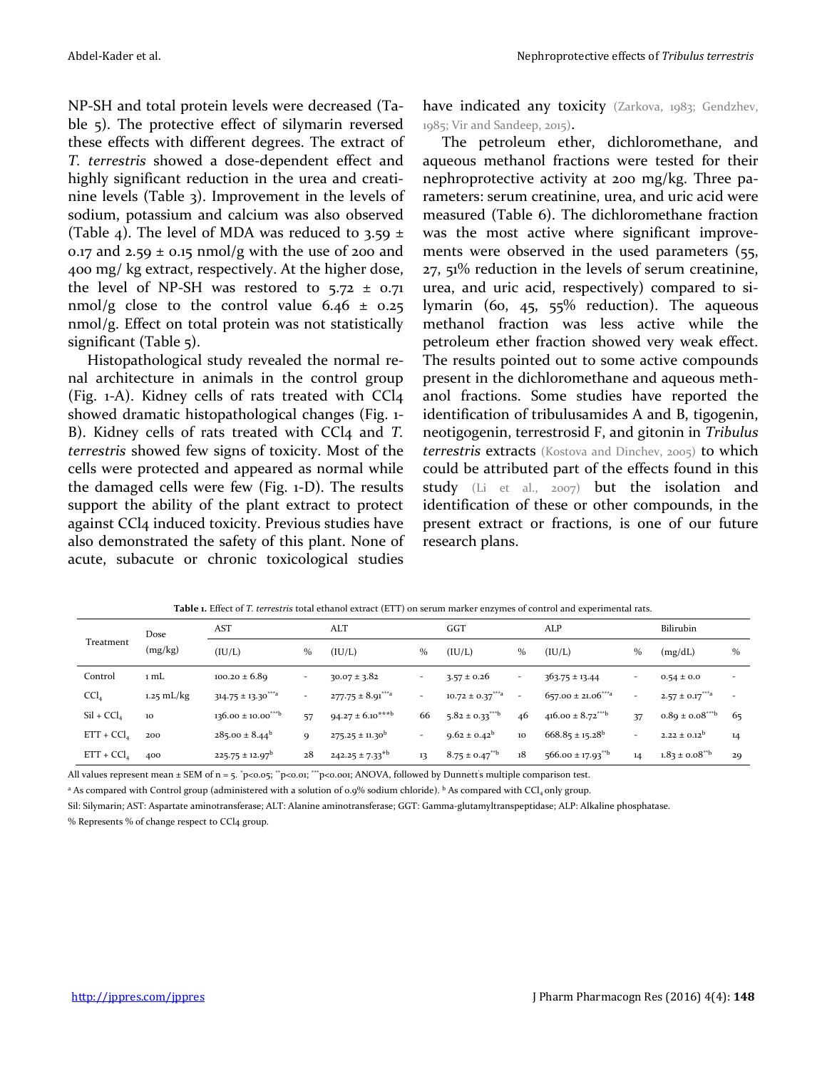NP-SH and total protein levels were decreased (Table 5). The protective effect of silymarin reversed these effects with different degrees. The extract of *T. terrestris* showed a dose-dependent effect and highly significant reduction in the urea and creatinine levels (Table 3). Improvement in the levels of sodium, potassium and calcium was also observed (Table 4). The level of MDA was reduced to 3.59 ± 0.17 and 2.59 ± 0.15 nmol/g with the use of 200 and 400 mg/ kg extract, respectively. At the higher dose, the level of NP-SH was restored to 5.72 ± 0.71 nmol/g close to the control value 6.46 ± 0.25 nmol/g. Effect on total protein was not statistically significant (Table 5).

Histopathological study revealed the normal renal architecture in animals in the control group (Fig. 1-A). Kidney cells of rats treated with $CCl_4$ showed dramatic histopathological changes (Fig. 1-B). Kidney cells of rats treated with $CCl_4$ and *T. terrestris* showed few signs of toxicity. Most of the cells were protected and appeared as normal while the damaged cells were few (Fig. 1-D). The results support the ability of the plant extract to protect against $CCl_4$ induced toxicity. Previous studies have also demonstrated the safety of this plant. None of acute, subacute or chronic toxicological studies have indicated any toxicity (Zarkova, 1983; Gendzhev, 1985; Vir and Sandeep, 2015).

The petroleum ether, dichloromethane, and aqueous methanol fractions were tested for their nephroprotective activity at 200 mg/kg. Three parameters: serum creatinine, urea, and uric acid were measured (Table 6). The dichloromethane fraction was the most active where significant improvements were observed in the used parameters (55, 27, 51% reduction in the levels of serum creatinine, urea, and uric acid, respectively) compared to silymarin (60, 45, 55% reduction). The aqueous methanol fraction was less active while the petroleum ether fraction showed very weak effect. The results pointed out to some active compounds present in the dichloromethane and aqueous methanol fractions. Some studies have reported the identification of tribulusamides A and B, tigogenin, neotigogenin, terrestrosid F, and gitonin in *Tribulus terrestris* extracts (Kostova and Dinchev, 2005) to which could be attributed part of the effects found in this study (Li et al., 2007) but the isolation and identification of these or other compounds, in the present extract or fractions, is one of our future research plans.

**Table 1.** Effect of *T. terrestris* total ethanol extract (ETT) on serum marker enzymes of control and experimental rats.

| Treatment | Dose (mg/kg) | AST | | ALT | | GGT | | ALP | | Bilirubin | |
|---|---|---|---|---|---|---|---|---|---|---|---|
| | | (IU/L) | % | (IU/L) | % | (IU/L) | % | (IU/L) | % | (mg/dL) | % |
| Control | 1 mL | 100.20 ± 6.89 | - | 30.07 ± 3.82 | - | 3.57 ± 0.26 | - | 363.75 ± 13.44 | - | 0.54 ± 0.0 | - |
| $CCl_4$ | 1.25 mL/kg | 314.75 ± 13.30***a | - | 277.75 ± 8.91***a | - | 10.72 ± 0.37***a | - | 657.00 ± 21.06***a | - | 2.57 ± 0.17***a | - |
| Sil + $CCl_4$ | 10 | 136.00 ± 10.00***b | 57 | 94.27 ± 6.10***b | 66 | 5.82 ± 0.33***b | 46 | 416.00 ± 8.72***b | 37 | 0.89 ± 0.08***b | 65 |
| ETT + $CCl_4$ | 200 | 285.00 ± 8.44b | 9 | 275.25 ± 11.30b | - | 9.62 ± 0.42b | 10 | 668.85 ± 15.28b | - | 2.22 ± 0.12b | 14 |
| ETT + $CCl_4$ | 400 | 225.75 ± 12.97b | 28 | 242.25 ± 7.33*b | 13 | 8.75 ± 0.47**b | 18 | 566.00 ± 17.93**b | 14 | 1.83 ± 0.08**b | 29 |

All values represent mean ± SEM of n = 5. \*$p<0.05$; \*\*$p<0.01$; \*\*\*$p<0.001$; ANOVA, followed by Dunnett's multiple comparison test.

[a] As compared with Control group (administered with a solution of 0.9% sodium chloride). [b] As compared with $CCl_4$ only group.

Sil: Silymarin; AST: Aspartate aminotransferase; ALT: Alanine aminotransferase; GGT: Gamma-glutamyltranspeptidase; ALP: Alkaline phosphatase.

% Represents % of change respect to $CCl_4$ group.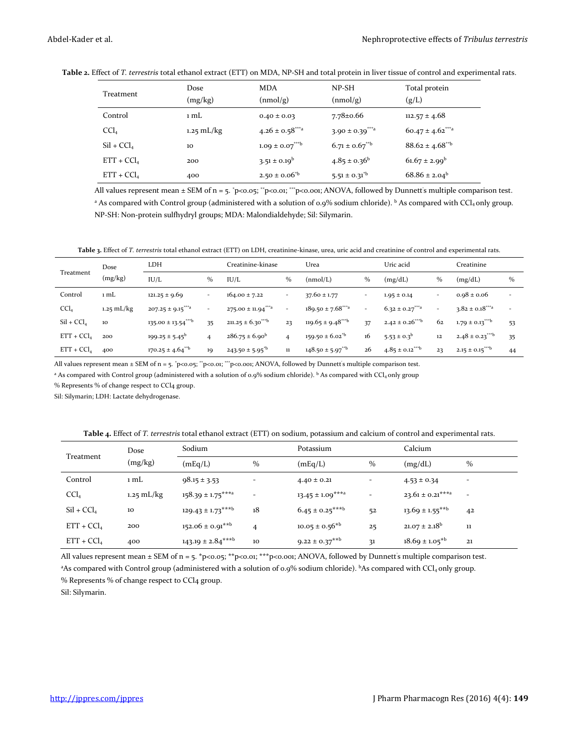**Table 2.** Effect of *T. terrestris* total ethanol extract (ETT) on MDA, NP-SH and total protein in liver tissue of control and experimental rats.

| Treatment | Dose (mg/kg) | MDA (nmol/g) | NP-SH (nmol/g) | Total protein (g/L) |
|---|---|---|---|---|
| Control | 1 mL | 0.40 ± 0.03 | 7.78±0.66 | 112.57 ± 4.68 |
| $CCl_4$ | 1.25 mL/kg | 4.26 ± 0.58***a | 3.90 ± 0.39***a | 60.47 ± 4.62***a |
| Sil + $CCl_4$ | 10 | 1.09 ± 0.07***b | 6.71 ± 0.67**b | 88.62 ± 4.68**b |
| ETT + $CCl_4$ | 200 | 3.51 ± 0.19b | 4.85 ± 0.36b | 61.67 ± 2.99b |
| ETT + $CCl_4$ | 400 | 2.50 ± 0.06*b | 5.51 ± 0.31*b | 68.86 ± 2.04b |

All values represent mean ± SEM of n = 5. *p<0.05; **p<0.01; ***p<0.001; ANOVA, followed by Dunnett's multiple comparison test.
a As compared with Control group (administered with a solution of 0.9% sodium chloride). b As compared with $CCl_4$ only group.
NP-SH: Non-protein sulfhydryl groups; MDA: Malondialdehyde; Sil: Silymarin.

**Table 3.** Effect of *T. terrestris* total ethanol extract (ETT) on LDH, creatinine-kinase, urea, uric acid and creatinine of control and experimental rats.

| Treatment | Dose (mg/kg) | LDH | | Creatinine-kinase | | Urea | | Uric acid | | Creatinine | |
|---|---|---|---|---|---|---|---|---|---|---|---|
| | | IU/L | % | IU/L | % | (nmol/L) | % | (mg/dL) | % | (mg/dL) | % |
| Control | 1 mL | 121.25 ± 9.69 | - | 164.00 ± 7.22 | - | 37.60 ± 1.77 | - | 1.95 ± 0.14 | - | 0.98 ± 0.06 | - |
| $CCl_4$ | 1.25 mL/kg | 207.25 ± 9.15***a | - | 275.00 ± 11.94***a | - | 189.50 ± 7.68***a | - | 6.32 ± 0.27***a | - | 3.82 ± 0.18***a | - |
| Sil + $CCl_4$ | 10 | 135.00 ± 13.54***b | 35 | 211.25 ± 6.30***b | 23 | 119.65 ± 9.48***b | 37 | 2.42 ± 0.26***b | 62 | 1.79 ± 0.13***b | 53 |
| ETT + $CCl_4$ | 200 | 199.25 ± 5.45b | 4 | 286.75 ± 6.90b | 4 | 159.50 ± 6.02*b | 16 | 5.53 ± 0.3b | 12 | 2.48 ± 0.23***b | 35 |
| ETT + $CCl_4$ | 400 | 170.25 ± 4.64**b | 19 | 243.50 ± 5.95*b | 11 | 148.50 ± 5.97**b | 26 | 4.85 ± 0.12***b | 23 | 2.15 ± 0.15***b | 44 |

All values represent mean ± SEM of n = 5. *p<0.05; **p<0.01; ***p<0.001; ANOVA, followed by Dunnett's multiple comparison test.
a As compared with Control group (administered with a solution of 0.9% sodium chloride). b As compared with $CCl_4$ only group
% Represents % of change respect to CCl4 group.
Sil: Silymarin; LDH: Lactate dehydrogenase.

**Table 4.** Effect of *T. terrestris* total ethanol extract (ETT) on sodium, potassium and calcium of control and experimental rats.

| Treatment | Dose (mg/kg) | Sodium | | Potassium | | Calcium | |
|---|---|---|---|---|---|---|---|
| | | (mEq/L) | % | (mEq/L) | % | (mg/dL) | % |
| Control | 1 mL | 98.15 ± 3.53 | - | 4.40 ± 0.21 | - | 4.53 ± 0.34 | - |
| $CCl_4$ | 1.25 mL/kg | 158.39 ± 1.75***a | - | 13.45 ± 1.09***a | - | 23.61 ± 0.21***a | - |
| Sil + $CCl_4$ | 10 | 129.43 ± 1.73***b | 18 | 6.45 ± 0.25***b | 52 | 13.69 ± 1.55**b | 42 |
| ETT + $CCl_4$ | 200 | 152.06 ± 0.91**b | 4 | 10.05 ± 0.56*b | 25 | 21.07 ± 2.18b | 11 |
| ETT + $CCl_4$ | 400 | 143.19 ± 2.84***b | 10 | 9.22 ± 0.37**b | 31 | 18.69 ± 1.05*b | 21 |

All values represent mean ± SEM of n = 5. *p<0.05; **p<0.01; ***p<0.001; ANOVA, followed by Dunnett's multiple comparison test.
aAs compared with Control group (administered with a solution of 0.9% sodium chloride). bAs compared with $CCl_4$ only group.
% Represents % of change respect to CCl4 group.
Sil: Silymarin.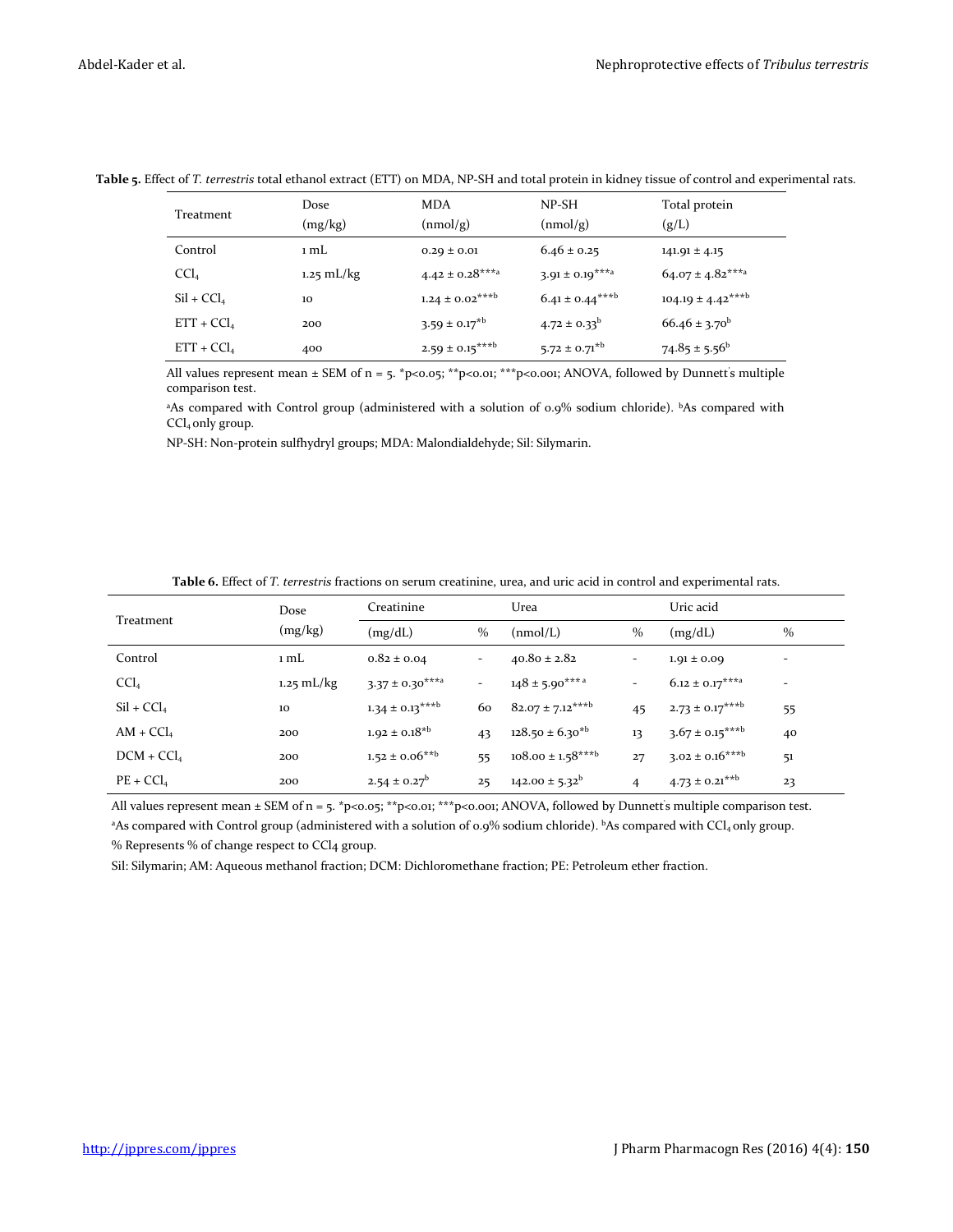**Table 5.** Effect of *T. terrestris* total ethanol extract (ETT) on MDA, NP-SH and total protein in kidney tissue of control and experimental rats.

| Treatment | Dose (mg/kg) | MDA (nmol/g) | NP-SH (nmol/g) | Total protein (g/L) |
|---|---|---|---|---|
| Control | 1 mL | 0.29 ± 0.01 | 6.46 ± 0.25 | 141.91 ± 4.15 |
| $CCl_4$ | 1.25 mL/kg | 4.42 ± 0.28***a | 3.91 ± 0.19***a | 64.07 ± 4.82***a |
| Sil + $CCl_4$ | 10 | 1.24 ± 0.02***b | 6.41 ± 0.44***b | 104.19 ± 4.42***b |
| ETT + $CCl_4$ | 200 | 3.59 ± 0.17*b | 4.72 ± 0.33b | 66.46 ± 3.70b |
| ETT + $CCl_4$ | 400 | 2.59 ± 0.15***b | 5.72 ± 0.71*b | 74.85 ± 5.56b |

All values represent mean ± SEM of n = 5. *p<0.05; **p<0.01; ***p<0.001; ANOVA, followed by Dunnett's multiple comparison test.

[a]As compared with Control group (administered with a solution of 0.9% sodium chloride). [b]As compared with $CCl_4$ only group.

NP-SH: Non-protein sulfhydryl groups; MDA: Malondialdehyde; Sil: Silymarin.

**Table 6.** Effect of *T. terrestris* fractions on serum creatinine, urea, and uric acid in control and experimental rats.

| Treatment | Dose (mg/kg) | Creatinine | | Urea | | Uric acid | |
|---|---|---|---|---|---|---|---|
| | | (mg/dL) | % | (nmol/L) | % | (mg/dL) | % |
| Control | 1 mL | 0.82 ± 0.04 | - | 40.80 ± 2.82 | - | 1.91 ± 0.09 | - |
| $CCl_4$ | 1.25 mL/kg | 3.37 ± 0.30***a | - | 148 ± 5.90***a | - | 6.12 ± 0.17***a | - |
| Sil + $CCl_4$ | 10 | 1.34 ± 0.13***b | 60 | 82.07 ± 7.12***b | 45 | 2.73 ± 0.17***b | 55 |
| AM + $CCl_4$ | 200 | 1.92 ± 0.18*b | 43 | 128.50 ± 6.30*b | 13 | 3.67 ± 0.15***b | 40 |
| DCM + $CCl_4$ | 200 | 1.52 ± 0.06**b | 55 | 108.00 ± 1.58***b | 27 | 3.02 ± 0.16***b | 51 |
| PE + $CCl_4$ | 200 | 2.54 ± 0.27b | 25 | 142.00 ± 5.32b | 4 | 4.73 ± 0.21**b | 23 |

All values represent mean ± SEM of n = 5. *p<0.05; **p<0.01; ***p<0.001; ANOVA, followed by Dunnett's multiple comparison test.

[a]As compared with Control group (administered with a solution of 0.9% sodium chloride). [b]As compared with $CCl_4$ only group.

% Represents % of change respect to $CCl_4$ group.

Sil: Silymarin; AM: Aqueous methanol fraction; DCM: Dichloromethane fraction; PE: Petroleum ether fraction.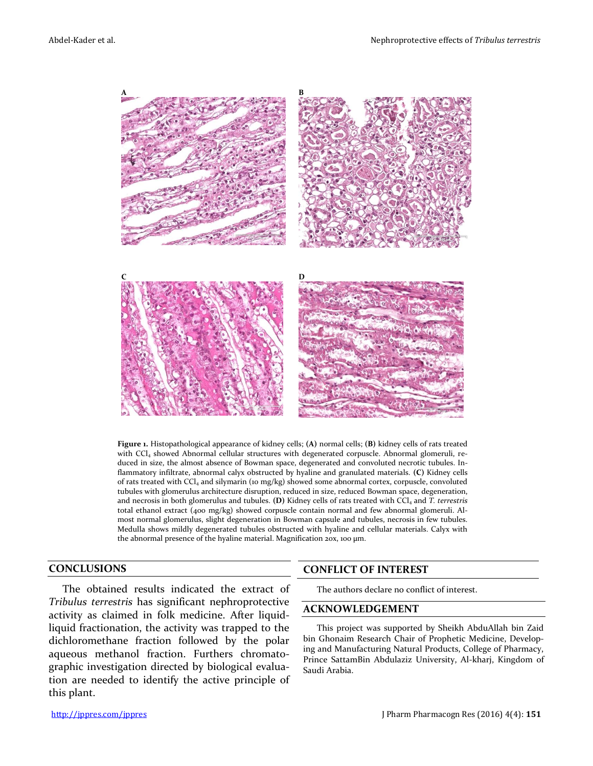A

B

C

D

**Figure 1.** Histopathological appearance of kidney cells; **(A)** normal cells; **(B)** kidney cells of rats treated with $CCl_4$ showed Abnormal cellular structures with degenerated corpuscle. Abnormal glomeruli, reduced in size, the almost absence of Bowman space, degenerated and convoluted necrotic tubules. Inflammatory infiltrate, abnormal calyx obstructed by hyaline and granulated materials. **(C)** Kidney cells of rats treated with $CCl_4$ and silymarin (10 mg/kg) showed some abnormal cortex, corpuscle, convoluted tubules with glomerulus architecture disruption, reduced in size, reduced Bowman space, degeneration, and necrosis in both glomerulus and tubules. **(D)** Kidney cells of rats treated with $CCl_4$ and *T. terrestris* total ethanol extract (400 mg/kg) showed corpuscle contain normal and few abnormal glomeruli. Almost normal glomerulus, slight degeneration in Bowman capsule and tubules, necrosis in few tubules. Medulla shows mildly degenerated tubules obstructed with hyaline and cellular materials. Calyx with the abnormal presence of the hyaline material. Magnification 20x, 100 µm.

## CONCLUSIONS

The obtained results indicated the extract of *Tribulus terrestris* has significant nephroprotective activity as claimed in folk medicine. After liquid-liquid fractionation, the activity was trapped to the dichloromethane fraction followed by the polar aqueous methanol fraction. Furthers chromatographic investigation directed by biological evaluation are needed to identify the active principle of this plant.

## CONFLICT OF INTEREST

The authors declare no conflict of interest.

## ACKNOWLEDGEMENT

This project was supported by Sheikh AbduAllah bin Zaid bin Ghonaim Research Chair of Prophetic Medicine, Developing and Manufacturing Natural Products, College of Pharmacy, Prince SattamBin Abdulaziz University, Al-kharj, Kingdom of Saudi Arabia.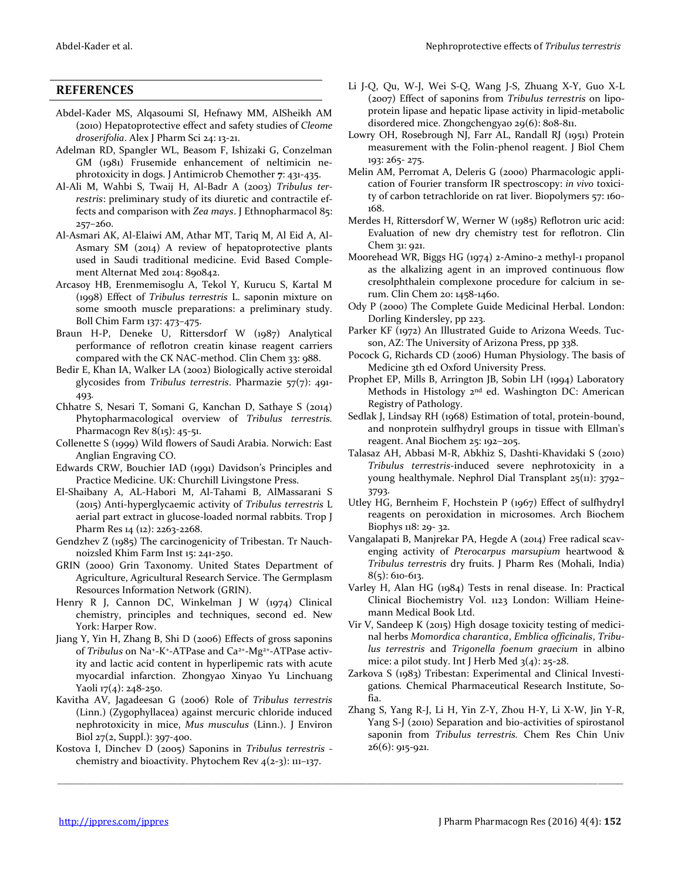## REFERENCES

Abdel-Kader MS, Alqasoumi SI, Hefnawy MM, AlSheikh AM (2010) Hepatoprotective effect and safety studies of *Cleome droserifolia*. Alex J Pharm Sci 24: 13-21.

Adelman RD, Spangler WL, Beasom F, Ishizaki G, Conzelman GM (1981) Frusemide enhancement of neltimicin nephrotoxicity in dogs. J Antimicrob Chemother **7**: 431-435.

Al-Ali M, Wahbi S, Twaij H, Al-Badr A (2003) *Tribulus terrestris*: preliminary study of its diuretic and contractile effects and comparison with *Zea mays*. J Ethnopharmacol 85: 257–260.

Al-Asmari AK, Al-Elaiwi AM, Athar MT, Tariq M, Al Eid A, Al-Asmary SM (2014) A review of hepatoprotective plants used in Saudi traditional medicine. Evid Based Complement Alternat Med 2014: 890842.

Arcasoy HB, Erenmemisoglu A, Tekol Y, Kurucu S, Kartal M (1998) Effect of *Tribulus terrestris* L. saponin mixture on some smooth muscle preparations: a preliminary study. Boll Chim Farm 137: 473–475.

Braun H-P, Deneke U, Rittersdorf W (1987) Analytical performance of reflotron creatin kinase reagent carriers compared with the CK NAC-method. Clin Chem 33: 988.

Bedir E, Khan IA, Walker LA (2002) Biologically active steroidal glycosides from *Tribulus terrestris*. Pharmazie 57(7): 491-493.

Chhatre S, Nesari T, Somani G, Kanchan D, Sathaye S (2014) Phytopharmacological overview of *Tribulus terrestris.* Pharmacogn Rev 8(15): 45-51.

Collenette S (1999) Wild flowers of Saudi Arabia. Norwich: East Anglian Engraving CO.

Edwards CRW, Bouchier IAD (1991) Davidson's Principles and Practice Medicine. UK: Churchill Livingstone Press.

El-Shaibany A, AL-Habori M, Al-Tahami B, AlMassarani S (2015) Anti-hyperglycaemic activity of *Tribulus terrestris* L aerial part extract in glucose-loaded normal rabbits. Trop J Pharm Res 14 (12): 2263-2268.

Gendzhev Z (1985) The carcinogenicity of Tribestan. Tr Nauchnoizsled Khim Farm Inst 15: 241-250.

GRIN (2000) Grin Taxonomy. United States Department of Agriculture, Agricultural Research Service. The Germplasm Resources Information Network (GRIN).

Henry R J, Cannon DC, Winkelman J W (1974) Clinical chemistry, principles and techniques, second ed. New York: Harper Row.

Jiang Y, Yin H, Zhang B, Shi D (2006) Effects of gross saponins of *Tribulus* on $Na^{+}$-$K^{+}$-ATPase and $Ca^{2+}$-$Mg^{2+}$-ATPase activity and lactic acid content in hyperlipemic rats with acute myocardial infarction. Zhongyao Xinyao Yu Linchuang Yaoli 17(4): 248-250.

Kavitha AV, Jagadeesan G (2006) Role of *Tribulus terrestris* (Linn.) (Zygophyllacea) against mercuric chloride induced nephrotoxicity in mice, *Mus musculus* (Linn.). J Environ Biol 27(2, Suppl.): 397-400.

Kostova I, Dinchev D (2005) Saponins in *Tribulus terrestris* - chemistry and bioactivity. Phytochem Rev 4(2-3): 111–137.

Li J-Q, Qu, W-J, Wei S-Q, Wang J-S, Zhuang X-Y, Guo X-L (2007) Effect of saponins from *Tribulus terrestris* on lipoprotein lipase and hepatic lipase activity in lipid-metabolic disordered mice. Zhongchengyao 29(6): 808-811.

Lowry OH, Rosebrough NJ, Farr AL, Randall RJ (1951) Protein measurement with the Folin-phenol reagent. J Biol Chem 193: 265- 275.

Melin AM, Perromat A, Deleris G (2000) Pharmacologic application of Fourier transform IR spectroscopy: *in vivo* toxicity of carbon tetrachloride on rat liver. Biopolymers 57: 160-168.

Merdes H, Rittersdorf W, Werner W (1985) Reflotron uric acid: Evaluation of new dry chemistry test for reflotron. Clin Chem 31: 921.

Moorehead WR, Biggs HG (1974) 2-Amino-2 methyl-1 propanol as the alkalizing agent in an improved continuous flow cresolphthalein complexone procedure for calcium in serum. Clin Chem 20: 1458-1460.

Ody P (2000) The Complete Guide Medicinal Herbal. London: Dorling Kindersley, pp 223.

Parker KF (1972) An Illustrated Guide to Arizona Weeds. Tucson, AZ: The University of Arizona Press, pp 338.

Pocock G, Richards CD (2006) Human Physiology. The basis of Medicine 3th ed Oxford University Press.

Prophet EP, Mills B, Arrington JB, Sobin LH (1994) Laboratory Methods in Histology 2nd ed. Washington DC: American Registry of Pathology.

Sedlak J, Lindsay RH (1968) Estimation of total, protein-bound, and nonprotein sulfhydryl groups in tissue with Ellman's reagent. Anal Biochem 25: 192–205.

Talasaz AH, Abbasi M-R, Abkhiz S, Dashti-Khavidaki S (2010) *Tribulus terrestris*-induced severe nephrotoxicity in a young healthymale. Nephrol Dial Transplant 25(11): 3792–3793.

Utley HG, Bernheim F, Hochstein P (1967) Effect of sulfhydryl reagents on peroxidation in microsomes. Arch Biochem Biophys 118: 29- 32.

Vangalapati B, Manjrekar PA, Hegde A (2014) Free radical scavenging activity of *Pterocarpus marsupium* heartwood & *Tribulus terrestris* dry fruits. J Pharm Res (Mohali, India) 8(5): 610-613.

Varley H, Alan HG (1984) Tests in renal disease. In: Practical Clinical Biochemistry Vol. 1123 London: William Heinemann Medical Book Ltd.

Vir V, Sandeep K (2015) High dosage toxicity testing of medicinal herbs *Momordica charantica*, *Emblica officinalis*, *Tribulus terrestris* and *Trigonella foenum graecium* in albino mice: a pilot study. Int J Herb Med 3(4): 25-28.

Zarkova S (1983) Tribestan: Experimental and Clinical Investigations. Chemical Pharmaceutical Research Institute, Sofia.

Zhang S, Yang R-J, Li H, Yin Z-Y, Zhou H-Y, Li X-W, Jin Y-R, Yang S-J (2010) Separation and bio-activities of spirostanol saponin from *Tribulus terrestris.* Chem Res Chin Univ 26(6): 915-921.